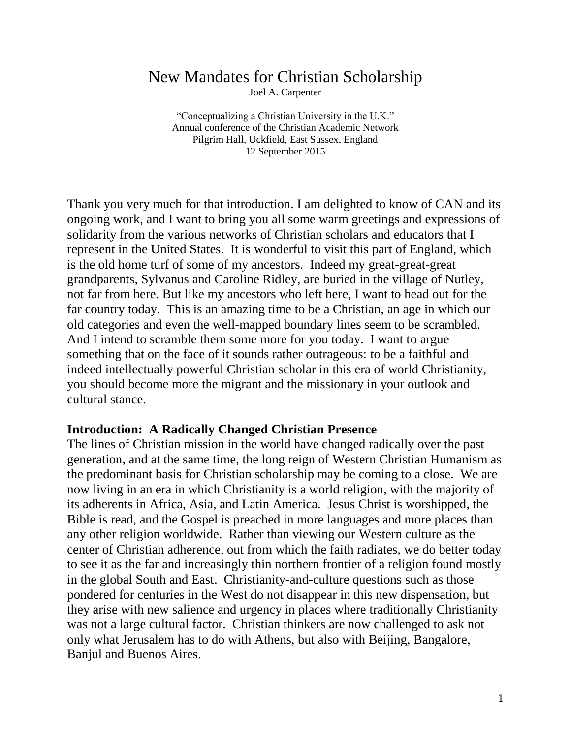# New Mandates for Christian Scholarship

Joel A. Carpenter

"Conceptualizing a Christian University in the U.K."
Annual conference of the Christian Academic Network
Pilgrim Hall, Uckfield, East Sussex, England
12 September 2015

Thank you very much for that introduction. I am delighted to know of CAN and its ongoing work, and I want to bring you all some warm greetings and expressions of solidarity from the various networks of Christian scholars and educators that I represent in the United States. It is wonderful to visit this part of England, which is the old home turf of some of my ancestors. Indeed my great-great-great grandparents, Sylvanus and Caroline Ridley, are buried in the village of Nutley, not far from here. But like my ancestors who left here, I want to head out for the far country today. This is an amazing time to be a Christian, an age in which our old categories and even the well-mapped boundary lines seem to be scrambled. And I intend to scramble them some more for you today. I want to argue something that on the face of it sounds rather outrageous: to be a faithful and indeed intellectually powerful Christian scholar in this era of world Christianity, you should become more the migrant and the missionary in your outlook and cultural stance.

**Introduction: A Radically Changed Christian Presence**

The lines of Christian mission in the world have changed radically over the past generation, and at the same time, the long reign of Western Christian Humanism as the predominant basis for Christian scholarship may be coming to a close. We are now living in an era in which Christianity is a world religion, with the majority of its adherents in Africa, Asia, and Latin America. Jesus Christ is worshipped, the Bible is read, and the Gospel is preached in more languages and more places than any other religion worldwide. Rather than viewing our Western culture as the center of Christian adherence, out from which the faith radiates, we do better today to see it as the far and increasingly thin northern frontier of a religion found mostly in the global South and East. Christianity-and-culture questions such as those pondered for centuries in the West do not disappear in this new dispensation, but they arise with new salience and urgency in places where traditionally Christianity was not a large cultural factor. Christian thinkers are now challenged to ask not only what Jerusalem has to do with Athens, but also with Beijing, Bangalore, Banjul and Buenos Aires.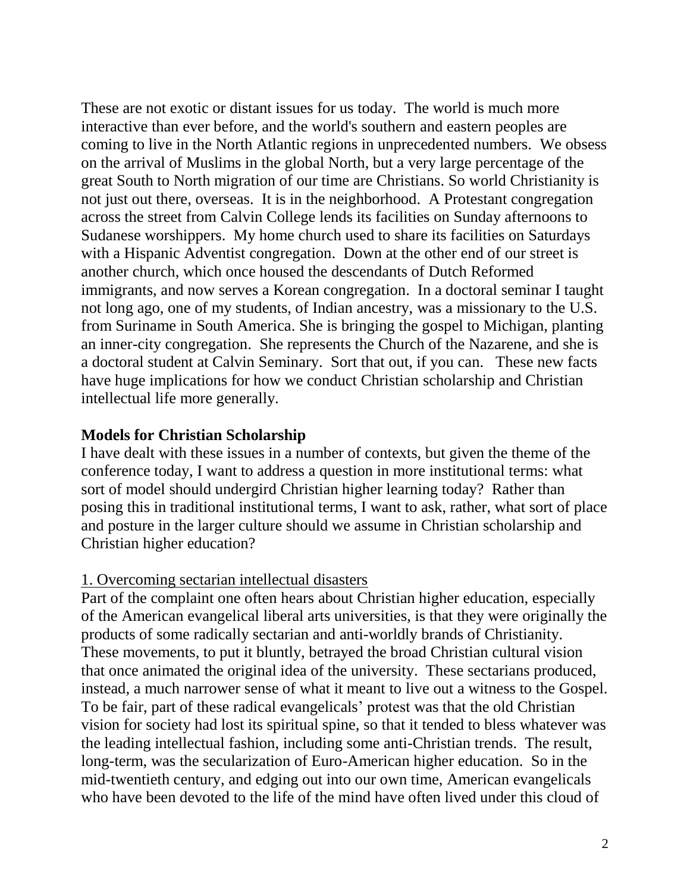These are not exotic or distant issues for us today. The world is much more interactive than ever before, and the world's southern and eastern peoples are coming to live in the North Atlantic regions in unprecedented numbers. We obsess on the arrival of Muslims in the global North, but a very large percentage of the great South to North migration of our time are Christians. So world Christianity is not just out there, overseas. It is in the neighborhood. A Protestant congregation across the street from Calvin College lends its facilities on Sunday afternoons to Sudanese worshippers. My home church used to share its facilities on Saturdays with a Hispanic Adventist congregation. Down at the other end of our street is another church, which once housed the descendants of Dutch Reformed immigrants, and now serves a Korean congregation. In a doctoral seminar I taught not long ago, one of my students, of Indian ancestry, was a missionary to the U.S. from Suriname in South America. She is bringing the gospel to Michigan, planting an inner-city congregation. She represents the Church of the Nazarene, and she is a doctoral student at Calvin Seminary. Sort that out, if you can. These new facts have huge implications for how we conduct Christian scholarship and Christian intellectual life more generally.

**Models for Christian Scholarship**

I have dealt with these issues in a number of contexts, but given the theme of the conference today, I want to address a question in more institutional terms: what sort of model should undergird Christian higher learning today? Rather than posing this in traditional institutional terms, I want to ask, rather, what sort of place and posture in the larger culture should we assume in Christian scholarship and Christian higher education?

<u>1. Overcoming sectarian intellectual disasters</u>

Part of the complaint one often hears about Christian higher education, especially of the American evangelical liberal arts universities, is that they were originally the products of some radically sectarian and anti-worldly brands of Christianity. These movements, to put it bluntly, betrayed the broad Christian cultural vision that once animated the original idea of the university. These sectarians produced, instead, a much narrower sense of what it meant to live out a witness to the Gospel. To be fair, part of these radical evangelicals' protest was that the old Christian vision for society had lost its spiritual spine, so that it tended to bless whatever was the leading intellectual fashion, including some anti-Christian trends. The result, long-term, was the secularization of Euro-American higher education. So in the mid-twentieth century, and edging out into our own time, American evangelicals who have been devoted to the life of the mind have often lived under this cloud of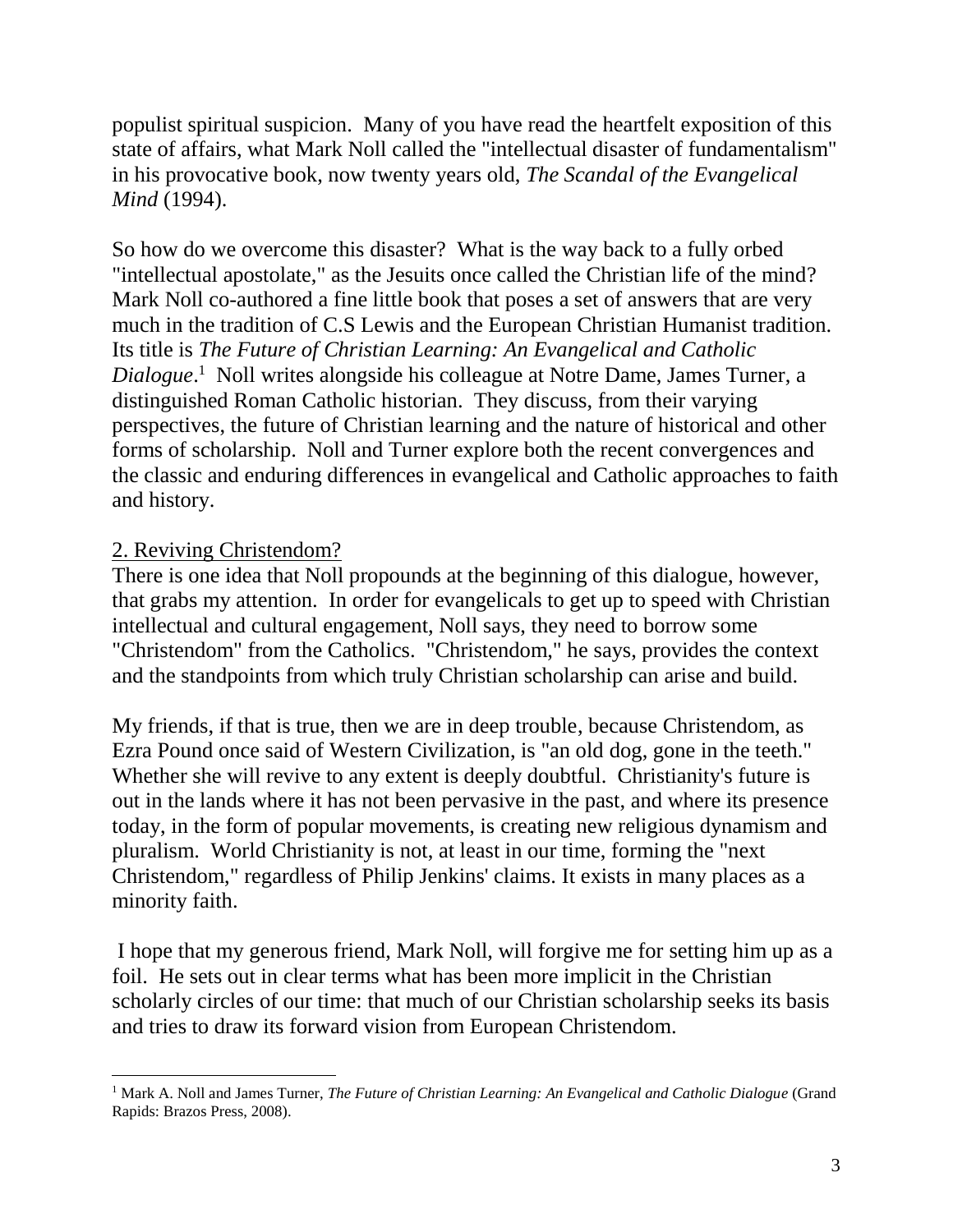populist spiritual suspicion. Many of you have read the heartfelt exposition of this state of affairs, what Mark Noll called the "intellectual disaster of fundamentalism" in his provocative book, now twenty years old, *The Scandal of the Evangelical Mind* (1994).

So how do we overcome this disaster? What is the way back to a fully orbed "intellectual apostolate," as the Jesuits once called the Christian life of the mind? Mark Noll co-authored a fine little book that poses a set of answers that are very much in the tradition of C.S Lewis and the European Christian Humanist tradition. Its title is *The Future of Christian Learning: An Evangelical and Catholic Dialogue*.[1] Noll writes alongside his colleague at Notre Dame, James Turner, a distinguished Roman Catholic historian. They discuss, from their varying perspectives, the future of Christian learning and the nature of historical and other forms of scholarship. Noll and Turner explore both the recent convergences and the classic and enduring differences in evangelical and Catholic approaches to faith and history.

## 2. Reviving Christendom?

There is one idea that Noll propounds at the beginning of this dialogue, however, that grabs my attention. In order for evangelicals to get up to speed with Christian intellectual and cultural engagement, Noll says, they need to borrow some "Christendom" from the Catholics. "Christendom," he says, provides the context and the standpoints from which truly Christian scholarship can arise and build.

My friends, if that is true, then we are in deep trouble, because Christendom, as Ezra Pound once said of Western Civilization, is "an old dog, gone in the teeth." Whether she will revive to any extent is deeply doubtful. Christianity's future is out in the lands where it has not been pervasive in the past, and where its presence today, in the form of popular movements, is creating new religious dynamism and pluralism. World Christianity is not, at least in our time, forming the "next Christendom," regardless of Philip Jenkins' claims. It exists in many places as a minority faith.

I hope that my generous friend, Mark Noll, will forgive me for setting him up as a foil. He sets out in clear terms what has been more implicit in the Christian scholarly circles of our time: that much of our Christian scholarship seeks its basis and tries to draw its forward vision from European Christendom.

---

[1] Mark A. Noll and James Turner, *The Future of Christian Learning: An Evangelical and Catholic Dialogue* (Grand Rapids: Brazos Press, 2008).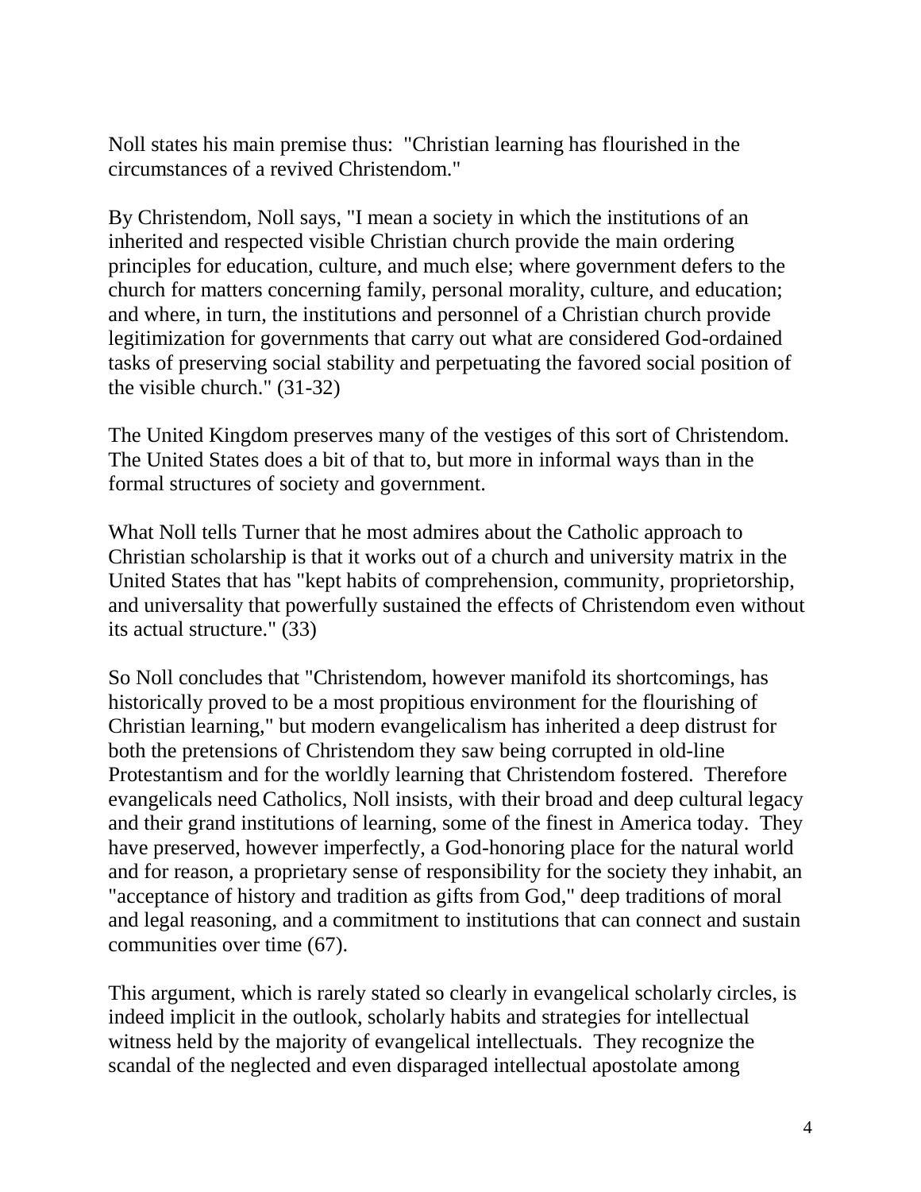Noll states his main premise thus: "Christian learning has flourished in the circumstances of a revived Christendom."

By Christendom, Noll says, "I mean a society in which the institutions of an inherited and respected visible Christian church provide the main ordering principles for education, culture, and much else; where government defers to the church for matters concerning family, personal morality, culture, and education; and where, in turn, the institutions and personnel of a Christian church provide legitimization for governments that carry out what are considered God-ordained tasks of preserving social stability and perpetuating the favored social position of the visible church." (31-32)

The United Kingdom preserves many of the vestiges of this sort of Christendom. The United States does a bit of that to, but more in informal ways than in the formal structures of society and government.

What Noll tells Turner that he most admires about the Catholic approach to Christian scholarship is that it works out of a church and university matrix in the United States that has "kept habits of comprehension, community, proprietorship, and universality that powerfully sustained the effects of Christendom even without its actual structure." (33)

So Noll concludes that "Christendom, however manifold its shortcomings, has historically proved to be a most propitious environment for the flourishing of Christian learning," but modern evangelicalism has inherited a deep distrust for both the pretensions of Christendom they saw being corrupted in old-line Protestantism and for the worldly learning that Christendom fostered. Therefore evangelicals need Catholics, Noll insists, with their broad and deep cultural legacy and their grand institutions of learning, some of the finest in America today. They have preserved, however imperfectly, a God-honoring place for the natural world and for reason, a proprietary sense of responsibility for the society they inhabit, an "acceptance of history and tradition as gifts from God," deep traditions of moral and legal reasoning, and a commitment to institutions that can connect and sustain communities over time (67).

This argument, which is rarely stated so clearly in evangelical scholarly circles, is indeed implicit in the outlook, scholarly habits and strategies for intellectual witness held by the majority of evangelical intellectuals. They recognize the scandal of the neglected and even disparaged intellectual apostolate among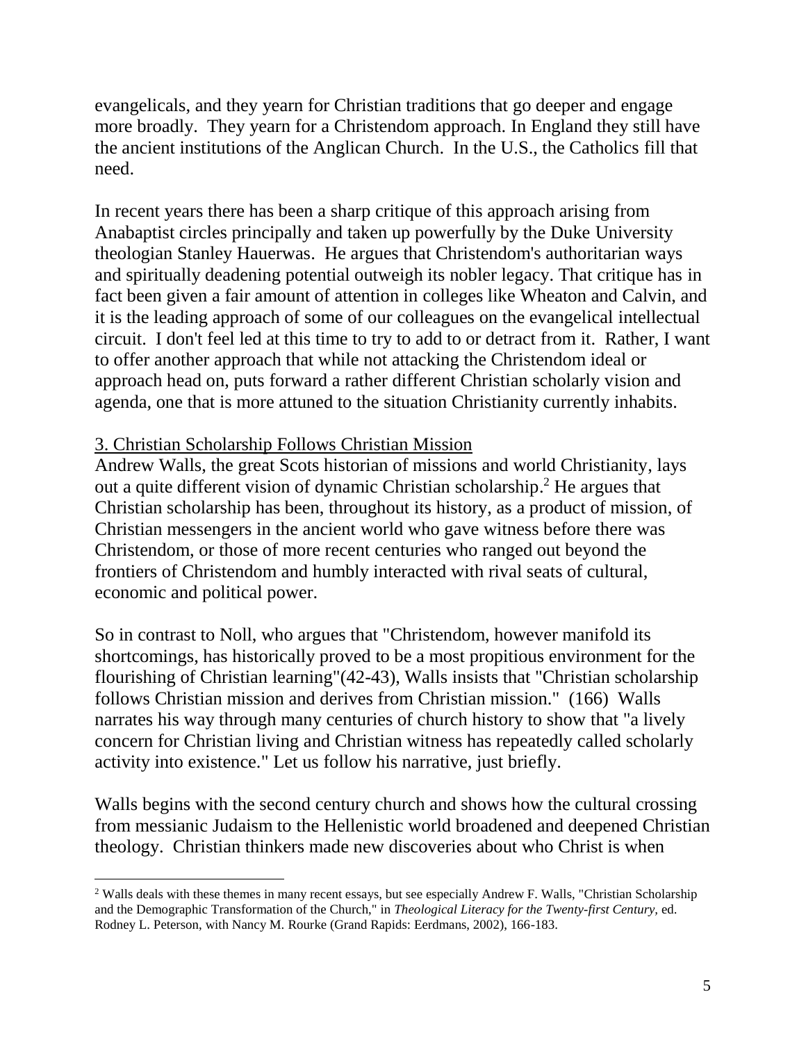evangelicals, and they yearn for Christian traditions that go deeper and engage more broadly. They yearn for a Christendom approach. In England they still have the ancient institutions of the Anglican Church. In the U.S., the Catholics fill that need.

In recent years there has been a sharp critique of this approach arising from Anabaptist circles principally and taken up powerfully by the Duke University theologian Stanley Hauerwas. He argues that Christendom's authoritarian ways and spiritually deadening potential outweigh its nobler legacy. That critique has in fact been given a fair amount of attention in colleges like Wheaton and Calvin, and it is the leading approach of some of our colleagues on the evangelical intellectual circuit. I don't feel led at this time to try to add to or detract from it. Rather, I want to offer another approach that while not attacking the Christendom ideal or approach head on, puts forward a rather different Christian scholarly vision and agenda, one that is more attuned to the situation Christianity currently inhabits.

## 3. Christian Scholarship Follows Christian Mission

Andrew Walls, the great Scots historian of missions and world Christianity, lays out a quite different vision of dynamic Christian scholarship.[2] He argues that Christian scholarship has been, throughout its history, as a product of mission, of Christian messengers in the ancient world who gave witness before there was Christendom, or those of more recent centuries who ranged out beyond the frontiers of Christendom and humbly interacted with rival seats of cultural, economic and political power.

So in contrast to Noll, who argues that "Christendom, however manifold its shortcomings, has historically proved to be a most propitious environment for the flourishing of Christian learning"(42-43), Walls insists that "Christian scholarship follows Christian mission and derives from Christian mission." (166) Walls narrates his way through many centuries of church history to show that "a lively concern for Christian living and Christian witness has repeatedly called scholarly activity into existence." Let us follow his narrative, just briefly.

Walls begins with the second century church and shows how the cultural crossing from messianic Judaism to the Hellenistic world broadened and deepened Christian theology. Christian thinkers made new discoveries about who Christ is when

---

[2] Walls deals with these themes in many recent essays, but see especially Andrew F. Walls, "Christian Scholarship and the Demographic Transformation of the Church," in *Theological Literacy for the Twenty-first Century*, ed. Rodney L. Peterson, with Nancy M. Rourke (Grand Rapids: Eerdmans, 2002), 166-183.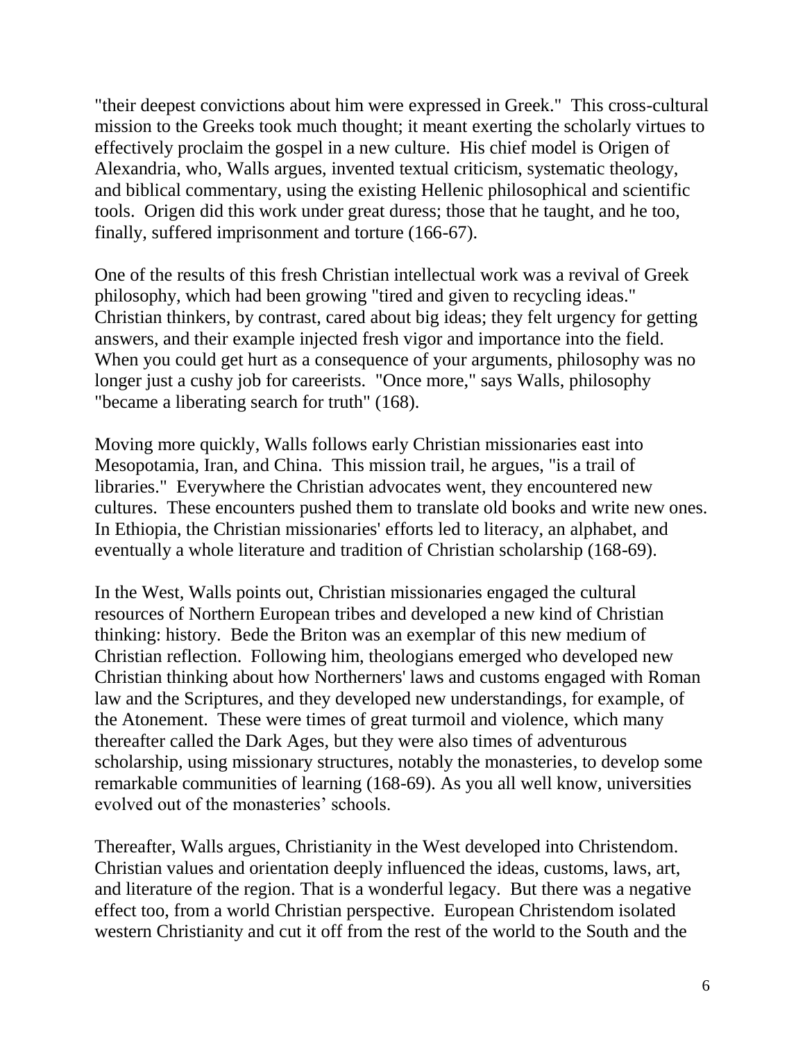"their deepest convictions about him were expressed in Greek." This cross-cultural mission to the Greeks took much thought; it meant exerting the scholarly virtues to effectively proclaim the gospel in a new culture. His chief model is Origen of Alexandria, who, Walls argues, invented textual criticism, systematic theology, and biblical commentary, using the existing Hellenic philosophical and scientific tools. Origen did this work under great duress; those that he taught, and he too, finally, suffered imprisonment and torture (166-67).

One of the results of this fresh Christian intellectual work was a revival of Greek philosophy, which had been growing "tired and given to recycling ideas." Christian thinkers, by contrast, cared about big ideas; they felt urgency for getting answers, and their example injected fresh vigor and importance into the field. When you could get hurt as a consequence of your arguments, philosophy was no longer just a cushy job for careerists. "Once more," says Walls, philosophy "became a liberating search for truth" (168).

Moving more quickly, Walls follows early Christian missionaries east into Mesopotamia, Iran, and China. This mission trail, he argues, "is a trail of libraries." Everywhere the Christian advocates went, they encountered new cultures. These encounters pushed them to translate old books and write new ones. In Ethiopia, the Christian missionaries' efforts led to literacy, an alphabet, and eventually a whole literature and tradition of Christian scholarship (168-69).

In the West, Walls points out, Christian missionaries engaged the cultural resources of Northern European tribes and developed a new kind of Christian thinking: history. Bede the Briton was an exemplar of this new medium of Christian reflection. Following him, theologians emerged who developed new Christian thinking about how Northerners' laws and customs engaged with Roman law and the Scriptures, and they developed new understandings, for example, of the Atonement. These were times of great turmoil and violence, which many thereafter called the Dark Ages, but they were also times of adventurous scholarship, using missionary structures, notably the monasteries, to develop some remarkable communities of learning (168-69). As you all well know, universities evolved out of the monasteries' schools.

Thereafter, Walls argues, Christianity in the West developed into Christendom. Christian values and orientation deeply influenced the ideas, customs, laws, art, and literature of the region. That is a wonderful legacy. But there was a negative effect too, from a world Christian perspective. European Christendom isolated western Christianity and cut it off from the rest of the world to the South and the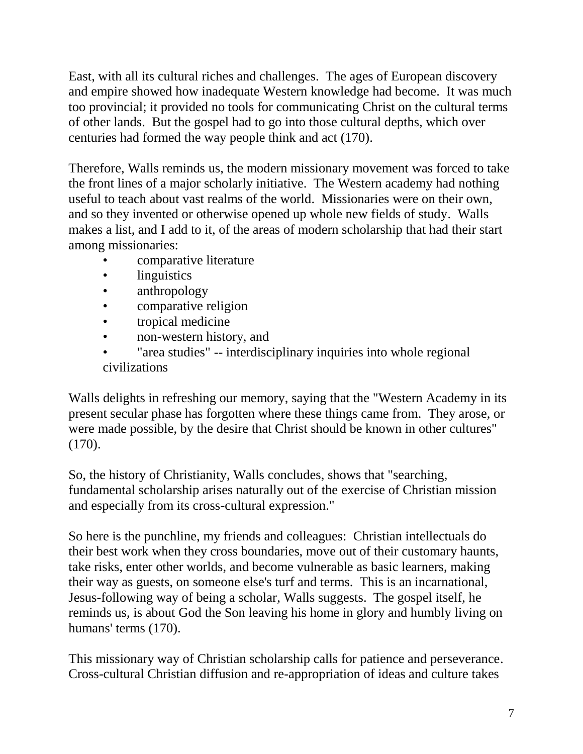East, with all its cultural riches and challenges. The ages of European discovery and empire showed how inadequate Western knowledge had become. It was much too provincial; it provided no tools for communicating Christ on the cultural terms of other lands. But the gospel had to go into those cultural depths, which over centuries had formed the way people think and act (170).

Therefore, Walls reminds us, the modern missionary movement was forced to take the front lines of a major scholarly initiative. The Western academy had nothing useful to teach about vast realms of the world. Missionaries were on their own, and so they invented or otherwise opened up whole new fields of study. Walls makes a list, and I add to it, of the areas of modern scholarship that had their start among missionaries:

- comparative literature
- linguistics
- anthropology
- comparative religion
- tropical medicine
- non-western history, and
- "area studies" -- interdisciplinary inquiries into whole regional civilizations

Walls delights in refreshing our memory, saying that the "Western Academy in its present secular phase has forgotten where these things came from. They arose, or were made possible, by the desire that Christ should be known in other cultures" (170).

So, the history of Christianity, Walls concludes, shows that "searching, fundamental scholarship arises naturally out of the exercise of Christian mission and especially from its cross-cultural expression."

So here is the punchline, my friends and colleagues: Christian intellectuals do their best work when they cross boundaries, move out of their customary haunts, take risks, enter other worlds, and become vulnerable as basic learners, making their way as guests, on someone else's turf and terms. This is an incarnational, Jesus-following way of being a scholar, Walls suggests. The gospel itself, he reminds us, is about God the Son leaving his home in glory and humbly living on humans' terms (170).

This missionary way of Christian scholarship calls for patience and perseverance. Cross-cultural Christian diffusion and re-appropriation of ideas and culture takes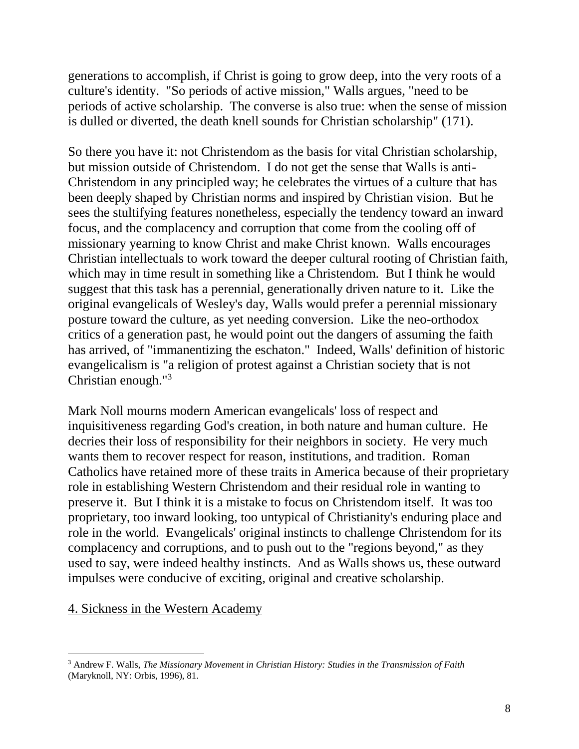generations to accomplish, if Christ is going to grow deep, into the very roots of a culture's identity. "So periods of active mission," Walls argues, "need to be periods of active scholarship. The converse is also true: when the sense of mission is dulled or diverted, the death knell sounds for Christian scholarship" (171).

So there you have it: not Christendom as the basis for vital Christian scholarship, but mission outside of Christendom. I do not get the sense that Walls is anti-Christendom in any principled way; he celebrates the virtues of a culture that has been deeply shaped by Christian norms and inspired by Christian vision. But he sees the stultifying features nonetheless, especially the tendency toward an inward focus, and the complacency and corruption that come from the cooling off of missionary yearning to know Christ and make Christ known. Walls encourages Christian intellectuals to work toward the deeper cultural rooting of Christian faith, which may in time result in something like a Christendom. But I think he would suggest that this task has a perennial, generationally driven nature to it. Like the original evangelicals of Wesley's day, Walls would prefer a perennial missionary posture toward the culture, as yet needing conversion. Like the neo-orthodox critics of a generation past, he would point out the dangers of assuming the faith has arrived, of "immanentizing the eschaton." Indeed, Walls' definition of historic evangelicalism is "a religion of protest against a Christian society that is not Christian enough."[3]

Mark Noll mourns modern American evangelicals' loss of respect and inquisitiveness regarding God's creation, in both nature and human culture. He decries their loss of responsibility for their neighbors in society. He very much wants them to recover respect for reason, institutions, and tradition. Roman Catholics have retained more of these traits in America because of their proprietary role in establishing Western Christendom and their residual role in wanting to preserve it. But I think it is a mistake to focus on Christendom itself. It was too proprietary, too inward looking, too untypical of Christianity's enduring place and role in the world. Evangelicals' original instincts to challenge Christendom for its complacency and corruptions, and to push out to the "regions beyond," as they used to say, were indeed healthy instincts. And as Walls shows us, these outward impulses were conducive of exciting, original and creative scholarship.

## 4. Sickness in the Western Academy

[3] Andrew F. Walls, *The Missionary Movement in Christian History: Studies in the Transmission of Faith* (Maryknoll, NY: Orbis, 1996), 81.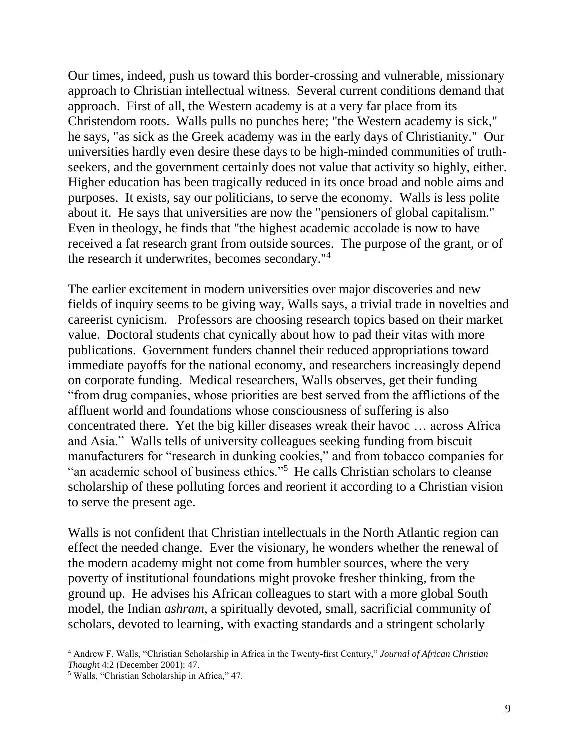Our times, indeed, push us toward this border-crossing and vulnerable, missionary approach to Christian intellectual witness. Several current conditions demand that approach. First of all, the Western academy is at a very far place from its Christendom roots. Walls pulls no punches here; "the Western academy is sick," he says, "as sick as the Greek academy was in the early days of Christianity." Our universities hardly even desire these days to be high-minded communities of truth-seekers, and the government certainly does not value that activity so highly, either. Higher education has been tragically reduced in its once broad and noble aims and purposes. It exists, say our politicians, to serve the economy. Walls is less polite about it. He says that universities are now the "pensioners of global capitalism." Even in theology, he finds that "the highest academic accolade is now to have received a fat research grant from outside sources. The purpose of the grant, or of the research it underwrites, becomes secondary."[4]

The earlier excitement in modern universities over major discoveries and new fields of inquiry seems to be giving way, Walls says, a trivial trade in novelties and careerist cynicism. Professors are choosing research topics based on their market value. Doctoral students chat cynically about how to pad their vitas with more publications. Government funders channel their reduced appropriations toward immediate payoffs for the national economy, and researchers increasingly depend on corporate funding. Medical researchers, Walls observes, get their funding "from drug companies, whose priorities are best served from the afflictions of the affluent world and foundations whose consciousness of suffering is also concentrated there. Yet the big killer diseases wreak their havoc … across Africa and Asia." Walls tells of university colleagues seeking funding from biscuit manufacturers for "research in dunking cookies," and from tobacco companies for "an academic school of business ethics."[5] He calls Christian scholars to cleanse scholarship of these polluting forces and reorient it according to a Christian vision to serve the present age.

Walls is not confident that Christian intellectuals in the North Atlantic region can effect the needed change. Ever the visionary, he wonders whether the renewal of the modern academy might not come from humbler sources, where the very poverty of institutional foundations might provoke fresher thinking, from the ground up. He advises his African colleagues to start with a more global South model, the Indian *ashram*, a spiritually devoted, small, sacrificial community of scholars, devoted to learning, with exacting standards and a stringent scholarly

---

[4] Andrew F. Walls, "Christian Scholarship in Africa in the Twenty-first Century," *Journal of African Christian Thought* 4:2 (December 2001): 47.

[5] Walls, "Christian Scholarship in Africa," 47.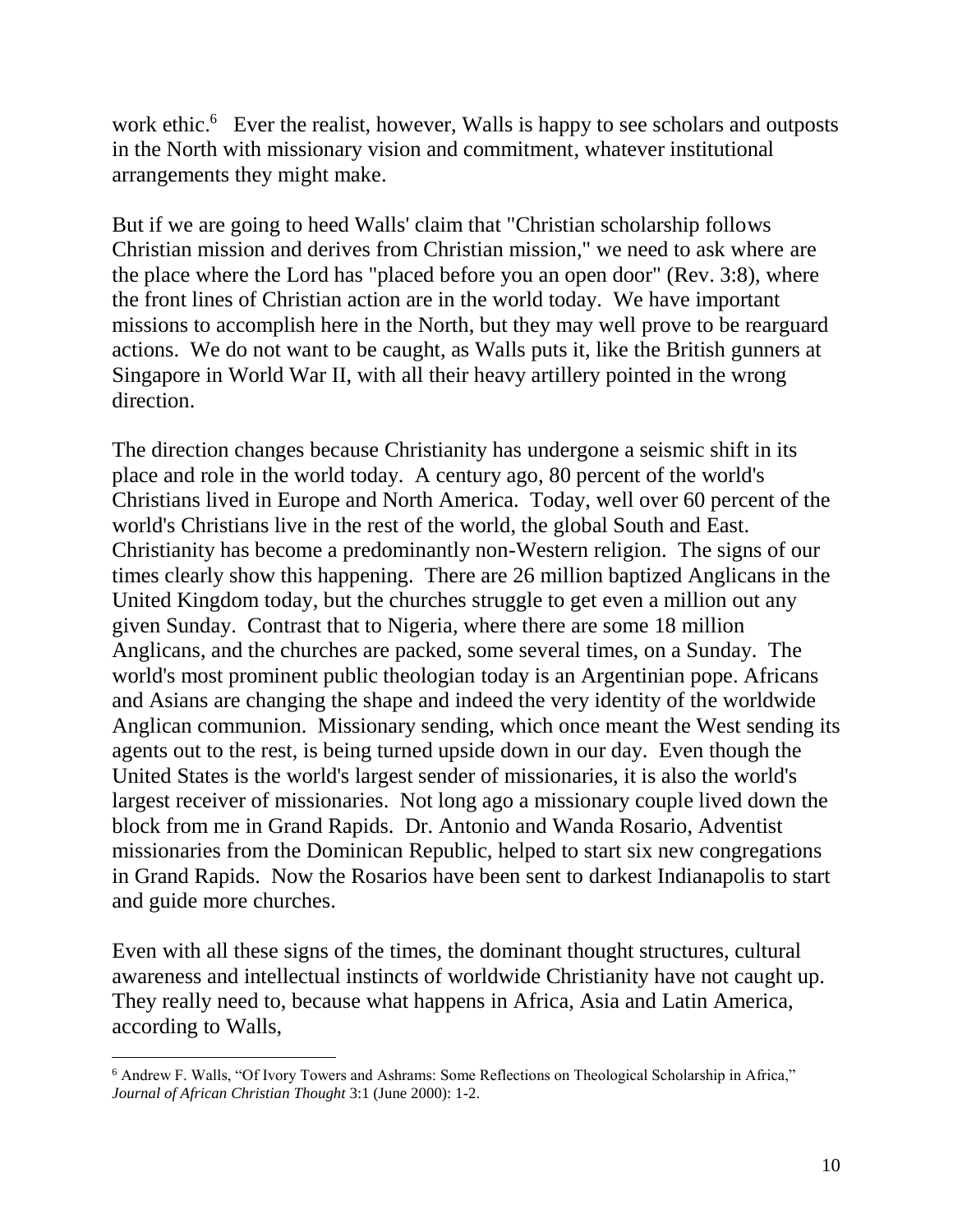work ethic.[6] Ever the realist, however, Walls is happy to see scholars and outposts in the North with missionary vision and commitment, whatever institutional arrangements they might make.

But if we are going to heed Walls' claim that "Christian scholarship follows Christian mission and derives from Christian mission," we need to ask where are the place where the Lord has "placed before you an open door" (Rev. 3:8), where the front lines of Christian action are in the world today. We have important missions to accomplish here in the North, but they may well prove to be rearguard actions. We do not want to be caught, as Walls puts it, like the British gunners at Singapore in World War II, with all their heavy artillery pointed in the wrong direction.

The direction changes because Christianity has undergone a seismic shift in its place and role in the world today. A century ago, 80 percent of the world's Christians lived in Europe and North America. Today, well over 60 percent of the world's Christians live in the rest of the world, the global South and East. Christianity has become a predominantly non-Western religion. The signs of our times clearly show this happening. There are 26 million baptized Anglicans in the United Kingdom today, but the churches struggle to get even a million out any given Sunday. Contrast that to Nigeria, where there are some 18 million Anglicans, and the churches are packed, some several times, on a Sunday. The world's most prominent public theologian today is an Argentinian pope. Africans and Asians are changing the shape and indeed the very identity of the worldwide Anglican communion. Missionary sending, which once meant the West sending its agents out to the rest, is being turned upside down in our day. Even though the United States is the world's largest sender of missionaries, it is also the world's largest receiver of missionaries. Not long ago a missionary couple lived down the block from me in Grand Rapids. Dr. Antonio and Wanda Rosario, Adventist missionaries from the Dominican Republic, helped to start six new congregations in Grand Rapids. Now the Rosarios have been sent to darkest Indianapolis to start and guide more churches.

Even with all these signs of the times, the dominant thought structures, cultural awareness and intellectual instincts of worldwide Christianity have not caught up. They really need to, because what happens in Africa, Asia and Latin America, according to Walls,

---

[6] Andrew F. Walls, "Of Ivory Towers and Ashrams: Some Reflections on Theological Scholarship in Africa," *Journal of African Christian Thought* 3:1 (June 2000): 1-2.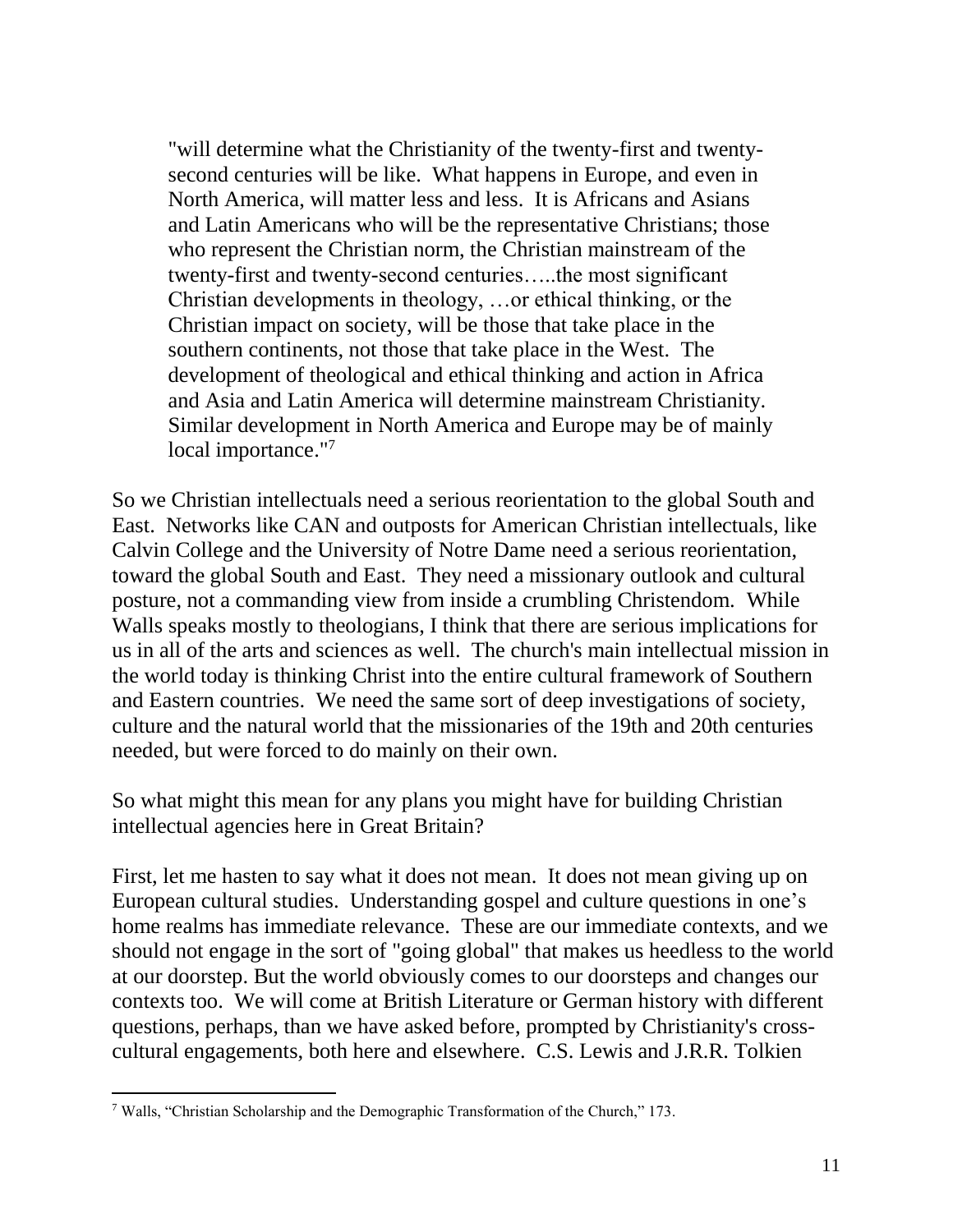> "will determine what the Christianity of the twenty-first and twenty-second centuries will be like. What happens in Europe, and even in North America, will matter less and less. It is Africans and Asians and Latin Americans who will be the representative Christians; those who represent the Christian norm, the Christian mainstream of the twenty-first and twenty-second centuries…..the most significant Christian developments in theology, …or ethical thinking, or the Christian impact on society, will be those that take place in the southern continents, not those that take place in the West. The development of theological and ethical thinking and action in Africa and Asia and Latin America will determine mainstream Christianity. Similar development in North America and Europe may be of mainly local importance."[7]

So we Christian intellectuals need a serious reorientation to the global South and East. Networks like CAN and outposts for American Christian intellectuals, like Calvin College and the University of Notre Dame need a serious reorientation, toward the global South and East. They need a missionary outlook and cultural posture, not a commanding view from inside a crumbling Christendom. While Walls speaks mostly to theologians, I think that there are serious implications for us in all of the arts and sciences as well. The church's main intellectual mission in the world today is thinking Christ into the entire cultural framework of Southern and Eastern countries. We need the same sort of deep investigations of society, culture and the natural world that the missionaries of the 19th and 20th centuries needed, but were forced to do mainly on their own.

So what might this mean for any plans you might have for building Christian intellectual agencies here in Great Britain?

First, let me hasten to say what it does not mean. It does not mean giving up on European cultural studies. Understanding gospel and culture questions in one's home realms has immediate relevance. These are our immediate contexts, and we should not engage in the sort of "going global" that makes us heedless to the world at our doorstep. But the world obviously comes to our doorsteps and changes our contexts too. We will come at British Literature or German history with different questions, perhaps, than we have asked before, prompted by Christianity's cross-cultural engagements, both here and elsewhere. C.S. Lewis and J.R.R. Tolkien

---

[7] Walls, "Christian Scholarship and the Demographic Transformation of the Church," 173.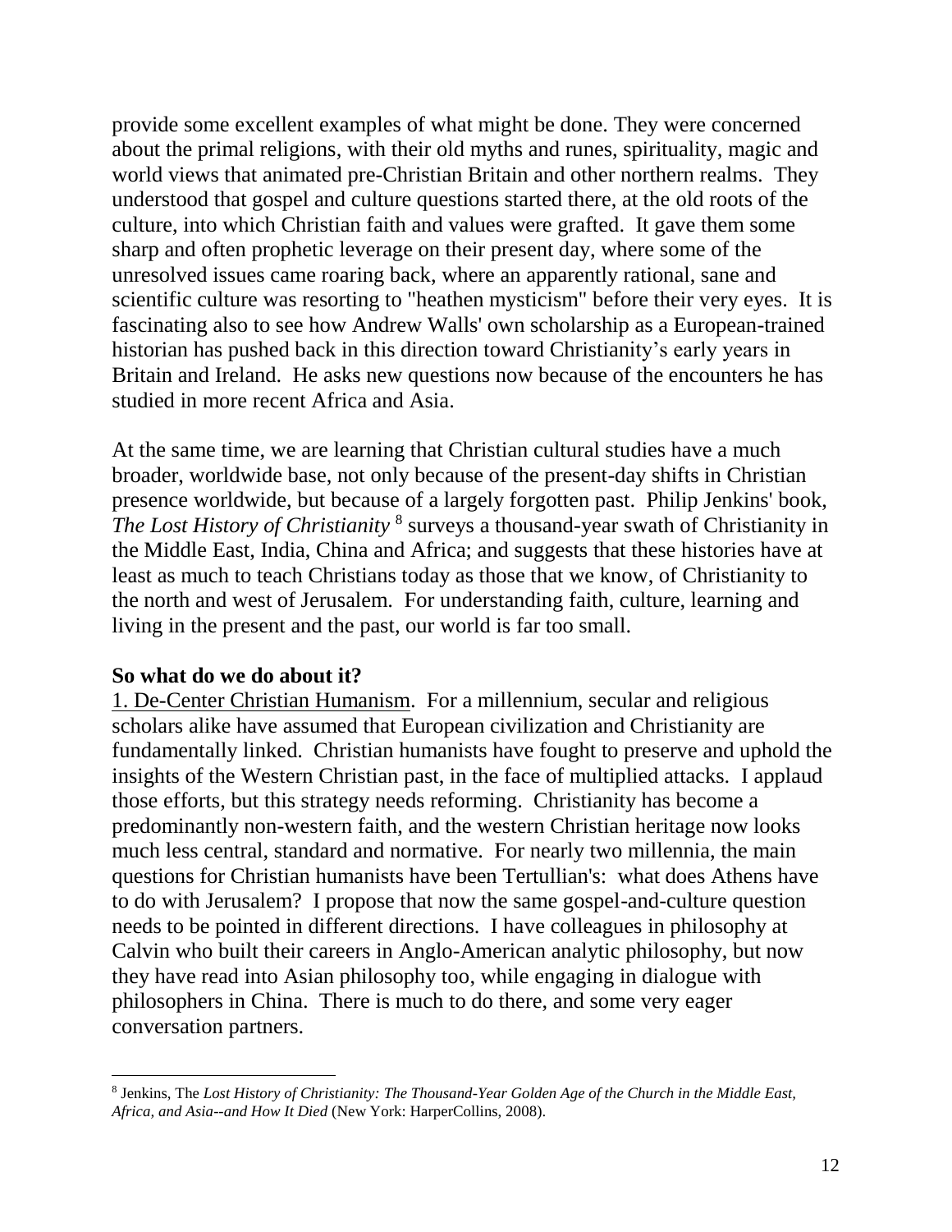provide some excellent examples of what might be done. They were concerned about the primal religions, with their old myths and runes, spirituality, magic and world views that animated pre-Christian Britain and other northern realms. They understood that gospel and culture questions started there, at the old roots of the culture, into which Christian faith and values were grafted. It gave them some sharp and often prophetic leverage on their present day, where some of the unresolved issues came roaring back, where an apparently rational, sane and scientific culture was resorting to "heathen mysticism" before their very eyes. It is fascinating also to see how Andrew Walls' own scholarship as a European-trained historian has pushed back in this direction toward Christianity's early years in Britain and Ireland. He asks new questions now because of the encounters he has studied in more recent Africa and Asia.

At the same time, we are learning that Christian cultural studies have a much broader, worldwide base, not only because of the present-day shifts in Christian presence worldwide, but because of a largely forgotten past. Philip Jenkins' book, *The Lost History of Christianity* [8] surveys a thousand-year swath of Christianity in the Middle East, India, China and Africa; and suggests that these histories have at least as much to teach Christians today as those that we know, of Christianity to the north and west of Jerusalem. For understanding faith, culture, learning and living in the present and the past, our world is far too small.

**So what do we do about it?**

1. De-Center Christian Humanism. For a millennium, secular and religious scholars alike have assumed that European civilization and Christianity are fundamentally linked. Christian humanists have fought to preserve and uphold the insights of the Western Christian past, in the face of multiplied attacks. I applaud those efforts, but this strategy needs reforming. Christianity has become a predominantly non-western faith, and the western Christian heritage now looks much less central, standard and normative. For nearly two millennia, the main questions for Christian humanists have been Tertullian's: what does Athens have to do with Jerusalem? I propose that now the same gospel-and-culture question needs to be pointed in different directions. I have colleagues in philosophy at Calvin who built their careers in Anglo-American analytic philosophy, but now they have read into Asian philosophy too, while engaging in dialogue with philosophers in China. There is much to do there, and some very eager conversation partners.

---

[8] Jenkins, The *Lost History of Christianity: The Thousand-Year Golden Age of the Church in the Middle East, Africa, and Asia--and How It Died* (New York: HarperCollins, 2008).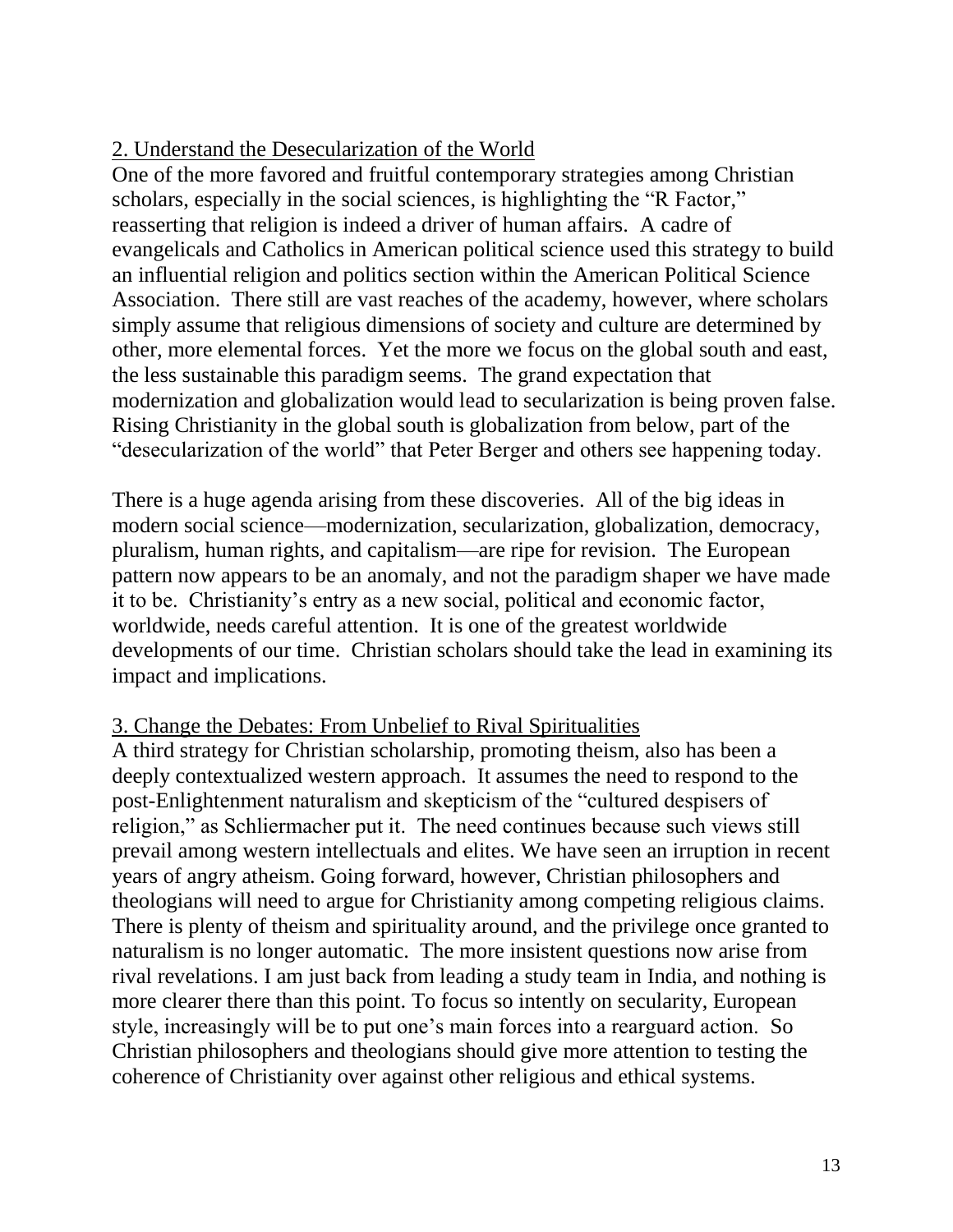## 2. Understand the Desecularization of the World

One of the more favored and fruitful contemporary strategies among Christian scholars, especially in the social sciences, is highlighting the "R Factor," reasserting that religion is indeed a driver of human affairs. A cadre of evangelicals and Catholics in American political science used this strategy to build an influential religion and politics section within the American Political Science Association. There still are vast reaches of the academy, however, where scholars simply assume that religious dimensions of society and culture are determined by other, more elemental forces. Yet the more we focus on the global south and east, the less sustainable this paradigm seems. The grand expectation that modernization and globalization would lead to secularization is being proven false. Rising Christianity in the global south is globalization from below, part of the "desecularization of the world" that Peter Berger and others see happening today.

There is a huge agenda arising from these discoveries. All of the big ideas in modern social science—modernization, secularization, globalization, democracy, pluralism, human rights, and capitalism—are ripe for revision. The European pattern now appears to be an anomaly, and not the paradigm shaper we have made it to be. Christianity's entry as a new social, political and economic factor, worldwide, needs careful attention. It is one of the greatest worldwide developments of our time. Christian scholars should take the lead in examining its impact and implications.

## 3. Change the Debates: From Unbelief to Rival Spiritualities

A third strategy for Christian scholarship, promoting theism, also has been a deeply contextualized western approach. It assumes the need to respond to the post-Enlightenment naturalism and skepticism of the "cultured despisers of religion," as Schliermacher put it. The need continues because such views still prevail among western intellectuals and elites. We have seen an irruption in recent years of angry atheism. Going forward, however, Christian philosophers and theologians will need to argue for Christianity among competing religious claims. There is plenty of theism and spirituality around, and the privilege once granted to naturalism is no longer automatic. The more insistent questions now arise from rival revelations. I am just back from leading a study team in India, and nothing is more clearer there than this point. To focus so intently on secularity, European style, increasingly will be to put one's main forces into a rearguard action. So Christian philosophers and theologians should give more attention to testing the coherence of Christianity over against other religious and ethical systems.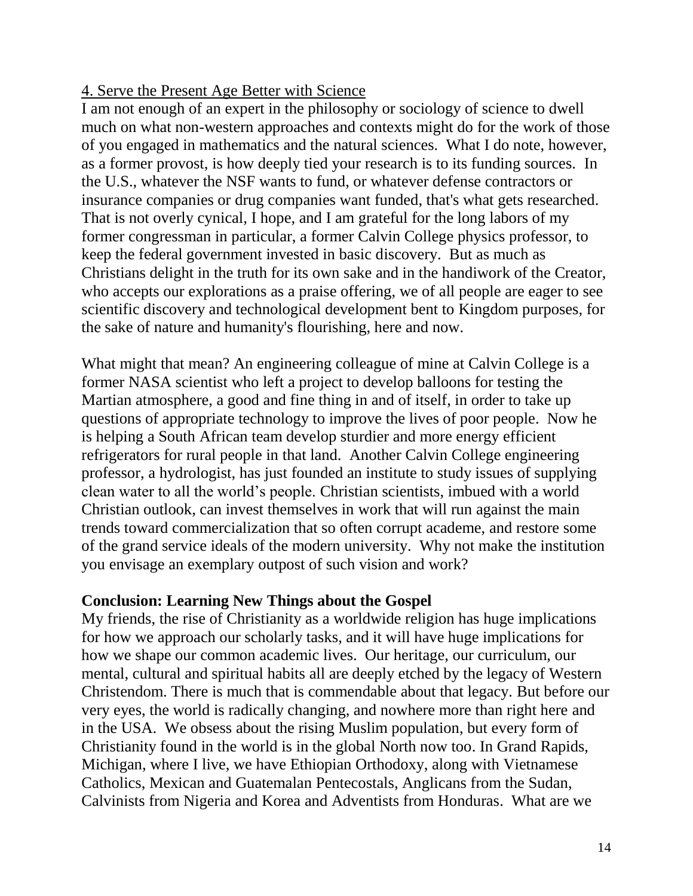4. Serve the Present Age Better with Science

I am not enough of an expert in the philosophy or sociology of science to dwell much on what non-western approaches and contexts might do for the work of those of you engaged in mathematics and the natural sciences. What I do note, however, as a former provost, is how deeply tied your research is to its funding sources. In the U.S., whatever the NSF wants to fund, or whatever defense contractors or insurance companies or drug companies want funded, that's what gets researched. That is not overly cynical, I hope, and I am grateful for the long labors of my former congressman in particular, a former Calvin College physics professor, to keep the federal government invested in basic discovery. But as much as Christians delight in the truth for its own sake and in the handiwork of the Creator, who accepts our explorations as a praise offering, we of all people are eager to see scientific discovery and technological development bent to Kingdom purposes, for the sake of nature and humanity's flourishing, here and now.

What might that mean? An engineering colleague of mine at Calvin College is a former NASA scientist who left a project to develop balloons for testing the Martian atmosphere, a good and fine thing in and of itself, in order to take up questions of appropriate technology to improve the lives of poor people. Now he is helping a South African team develop sturdier and more energy efficient refrigerators for rural people in that land. Another Calvin College engineering professor, a hydrologist, has just founded an institute to study issues of supplying clean water to all the world's people. Christian scientists, imbued with a world Christian outlook, can invest themselves in work that will run against the main trends toward commercialization that so often corrupt academe, and restore some of the grand service ideals of the modern university. Why not make the institution you envisage an exemplary outpost of such vision and work?

**Conclusion: Learning New Things about the Gospel**

My friends, the rise of Christianity as a worldwide religion has huge implications for how we approach our scholarly tasks, and it will have huge implications for how we shape our common academic lives. Our heritage, our curriculum, our mental, cultural and spiritual habits all are deeply etched by the legacy of Western Christendom. There is much that is commendable about that legacy. But before our very eyes, the world is radically changing, and nowhere more than right here and in the USA. We obsess about the rising Muslim population, but every form of Christianity found in the world is in the global North now too. In Grand Rapids, Michigan, where I live, we have Ethiopian Orthodoxy, along with Vietnamese Catholics, Mexican and Guatemalan Pentecostals, Anglicans from the Sudan, Calvinists from Nigeria and Korea and Adventists from Honduras. What are we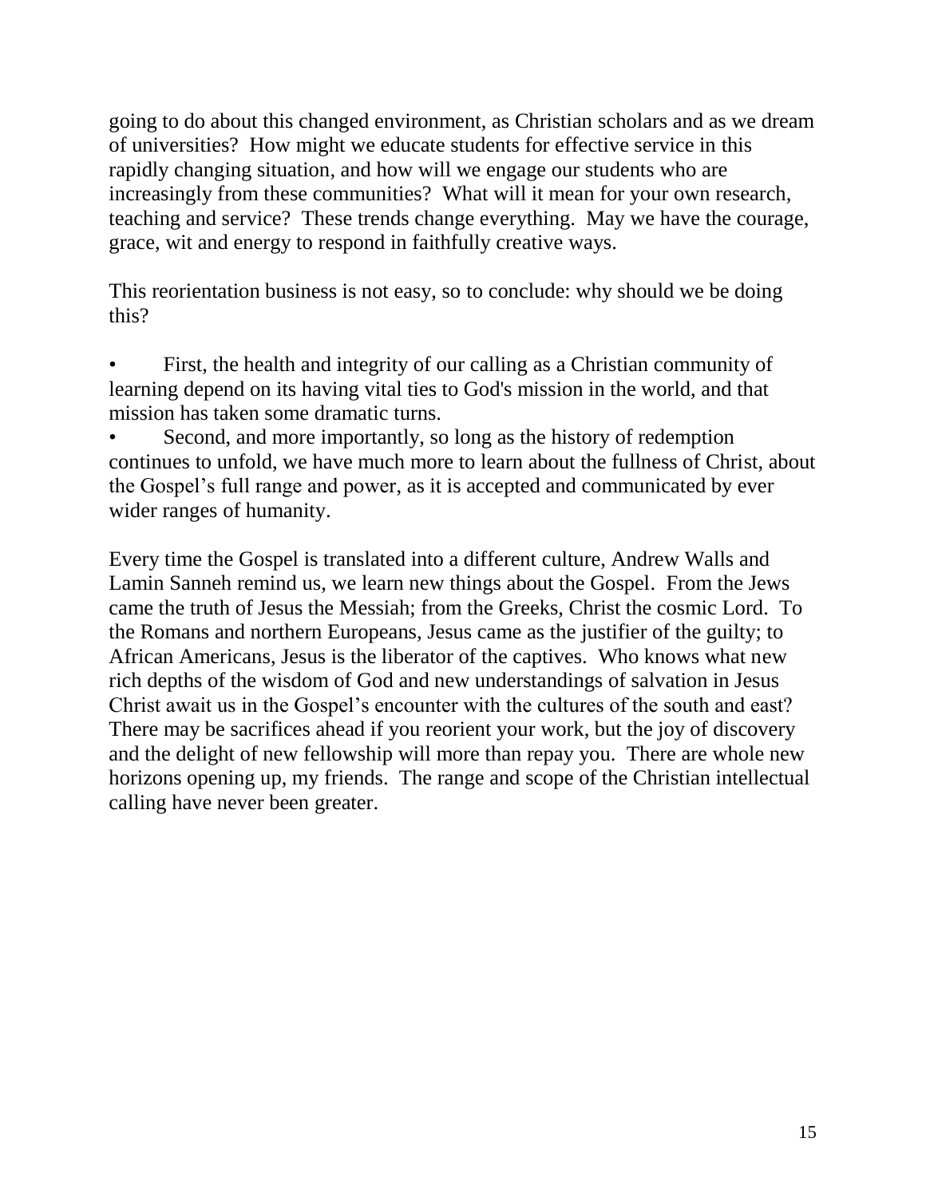going to do about this changed environment, as Christian scholars and as we dream of universities? How might we educate students for effective service in this rapidly changing situation, and how will we engage our students who are increasingly from these communities? What will it mean for your own research, teaching and service? These trends change everything. May we have the courage, grace, wit and energy to respond in faithfully creative ways.

This reorientation business is not easy, so to conclude: why should we be doing this?

- First, the health and integrity of our calling as a Christian community of learning depend on its having vital ties to God's mission in the world, and that mission has taken some dramatic turns.
- Second, and more importantly, so long as the history of redemption continues to unfold, we have much more to learn about the fullness of Christ, about the Gospel's full range and power, as it is accepted and communicated by ever wider ranges of humanity.

Every time the Gospel is translated into a different culture, Andrew Walls and Lamin Sanneh remind us, we learn new things about the Gospel. From the Jews came the truth of Jesus the Messiah; from the Greeks, Christ the cosmic Lord. To the Romans and northern Europeans, Jesus came as the justifier of the guilty; to African Americans, Jesus is the liberator of the captives. Who knows what new rich depths of the wisdom of God and new understandings of salvation in Jesus Christ await us in the Gospel's encounter with the cultures of the south and east? There may be sacrifices ahead if you reorient your work, but the joy of discovery and the delight of new fellowship will more than repay you. There are whole new horizons opening up, my friends. The range and scope of the Christian intellectual calling have never been greater.